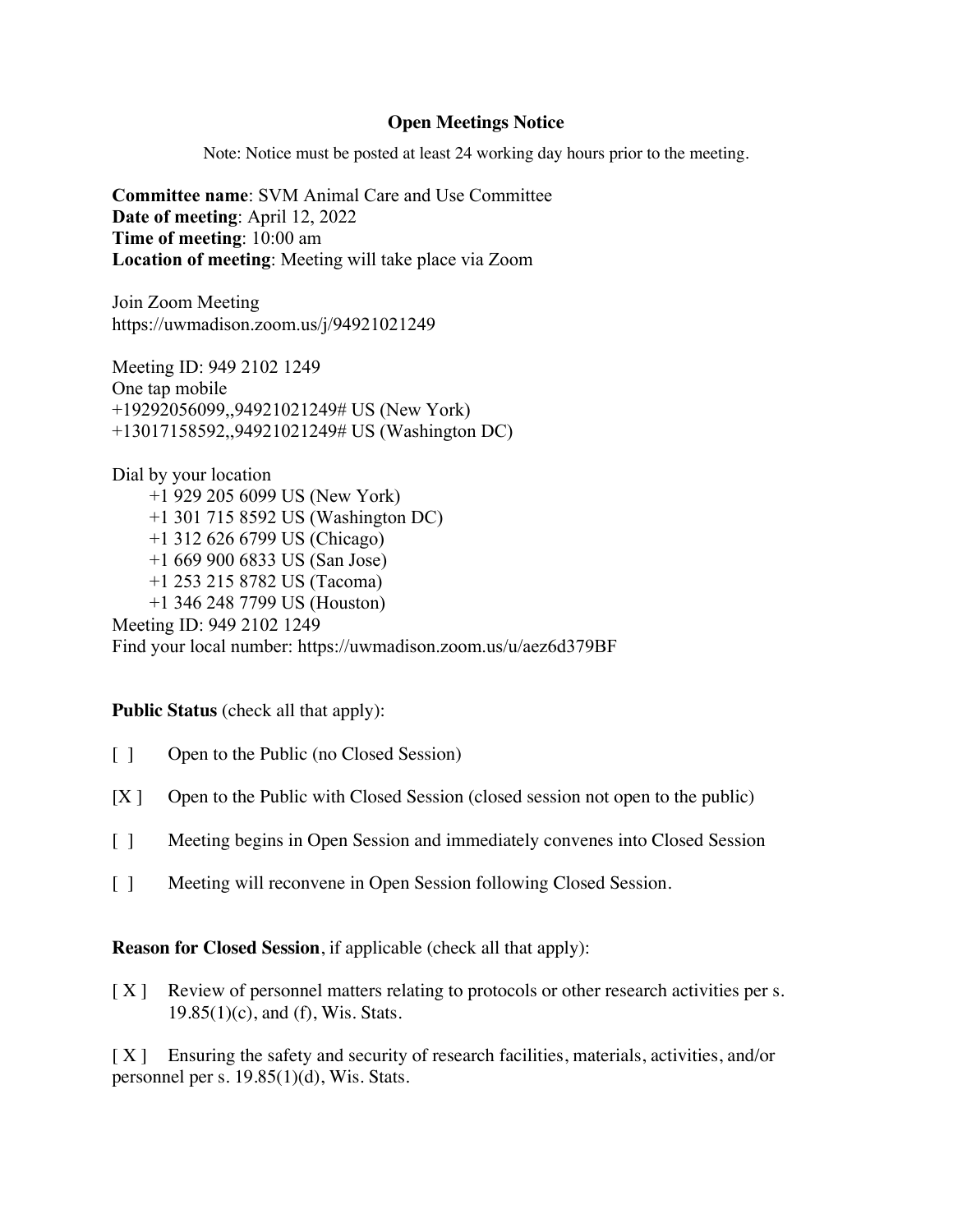# Open Meetings Notice

Note: Notice must be posted at least 24 working day hours prior to the meeting.

**Committee name**: SVM Animal Care and Use Committee
**Date of meeting**: April 12, 2022
**Time of meeting**: 10:00 am
**Location of meeting**: Meeting will take place via Zoom

Join Zoom Meeting
https://uwmadison.zoom.us/j/94921021249

Meeting ID: 949 2102 1249
One tap mobile
+19292056099,,94921021249# US (New York)
+13017158592,,94921021249# US (Washington DC)

Dial by your location
+1 929 205 6099 US (New York)
+1 301 715 8592 US (Washington DC)
+1 312 626 6799 US (Chicago)
+1 669 900 6833 US (San Jose)
+1 253 215 8782 US (Tacoma)
+1 346 248 7799 US (Houston)
Meeting ID: 949 2102 1249
Find your local number: https://uwmadison.zoom.us/u/aez6d379BF

**Public Status** (check all that apply):

[ ] Open to the Public (no Closed Session)

[X ] Open to the Public with Closed Session (closed session not open to the public)

[ ] Meeting begins in Open Session and immediately convenes into Closed Session

[ ] Meeting will reconvene in Open Session following Closed Session.

**Reason for Closed Session**, if applicable (check all that apply):

[ X ] Review of personnel matters relating to protocols or other research activities per s. 19.85(1)(c), and (f), Wis. Stats.

[ X ] Ensuring the safety and security of research facilities, materials, activities, and/or personnel per s. 19.85(1)(d), Wis. Stats.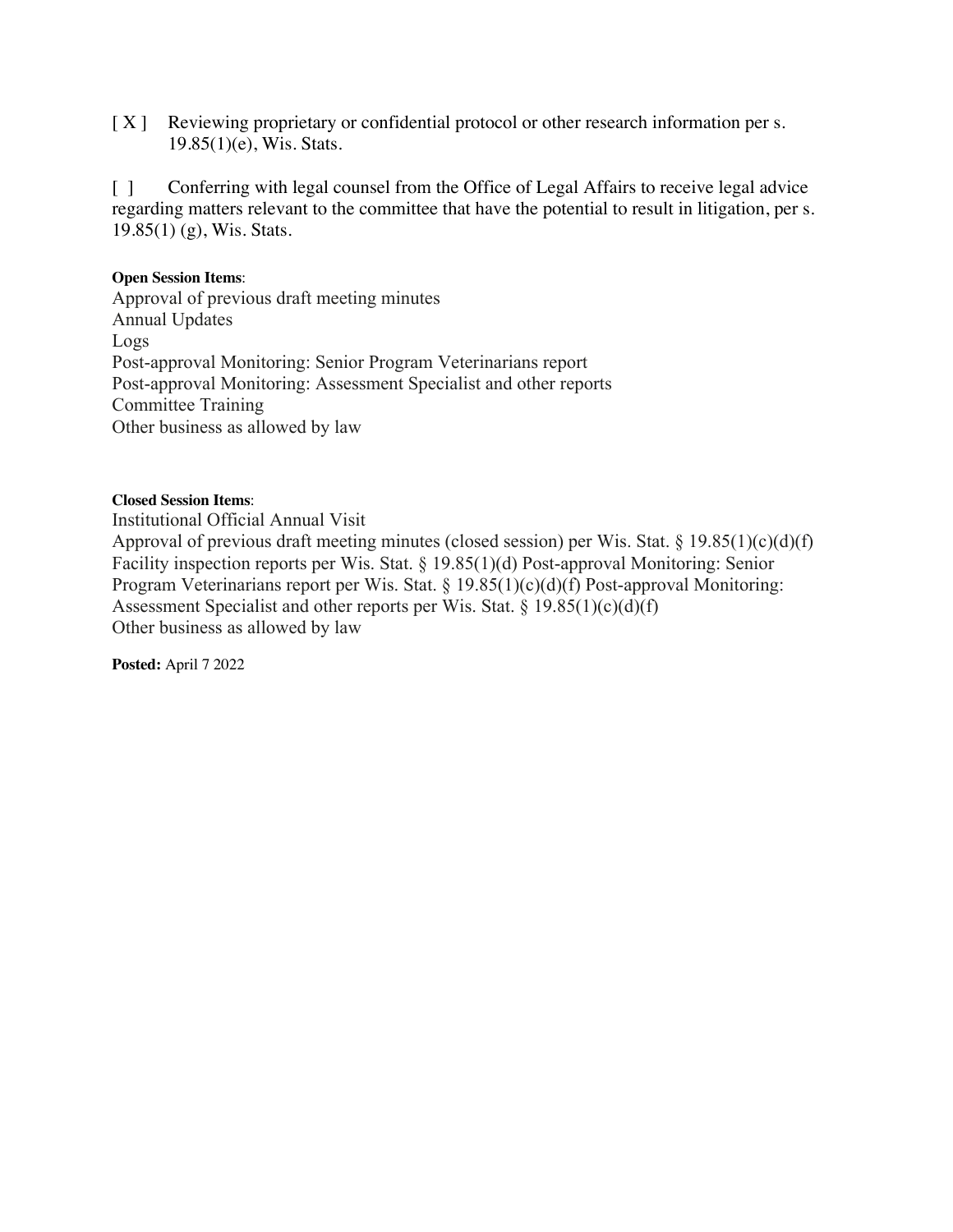[ X ] Reviewing proprietary or confidential protocol or other research information per s. 19.85(1)(e), Wis. Stats.

[ ] Conferring with legal counsel from the Office of Legal Affairs to receive legal advice regarding matters relevant to the committee that have the potential to result in litigation, per s. 19.85(1) (g), Wis. Stats.

**Open Session Items**:
Approval of previous draft meeting minutes
Annual Updates
Logs
Post-approval Monitoring: Senior Program Veterinarians report
Post-approval Monitoring: Assessment Specialist and other reports
Committee Training
Other business as allowed by law

**Closed Session Items**:
Institutional Official Annual Visit
Approval of previous draft meeting minutes (closed session) per Wis. Stat. § 19.85(1)(c)(d)(f)
Facility inspection reports per Wis. Stat. § 19.85(1)(d) Post-approval Monitoring: Senior Program Veterinarians report per Wis. Stat. § 19.85(1)(c)(d)(f) Post-approval Monitoring: Assessment Specialist and other reports per Wis. Stat. § 19.85(1)(c)(d)(f)
Other business as allowed by law

**Posted:** April 7 2022